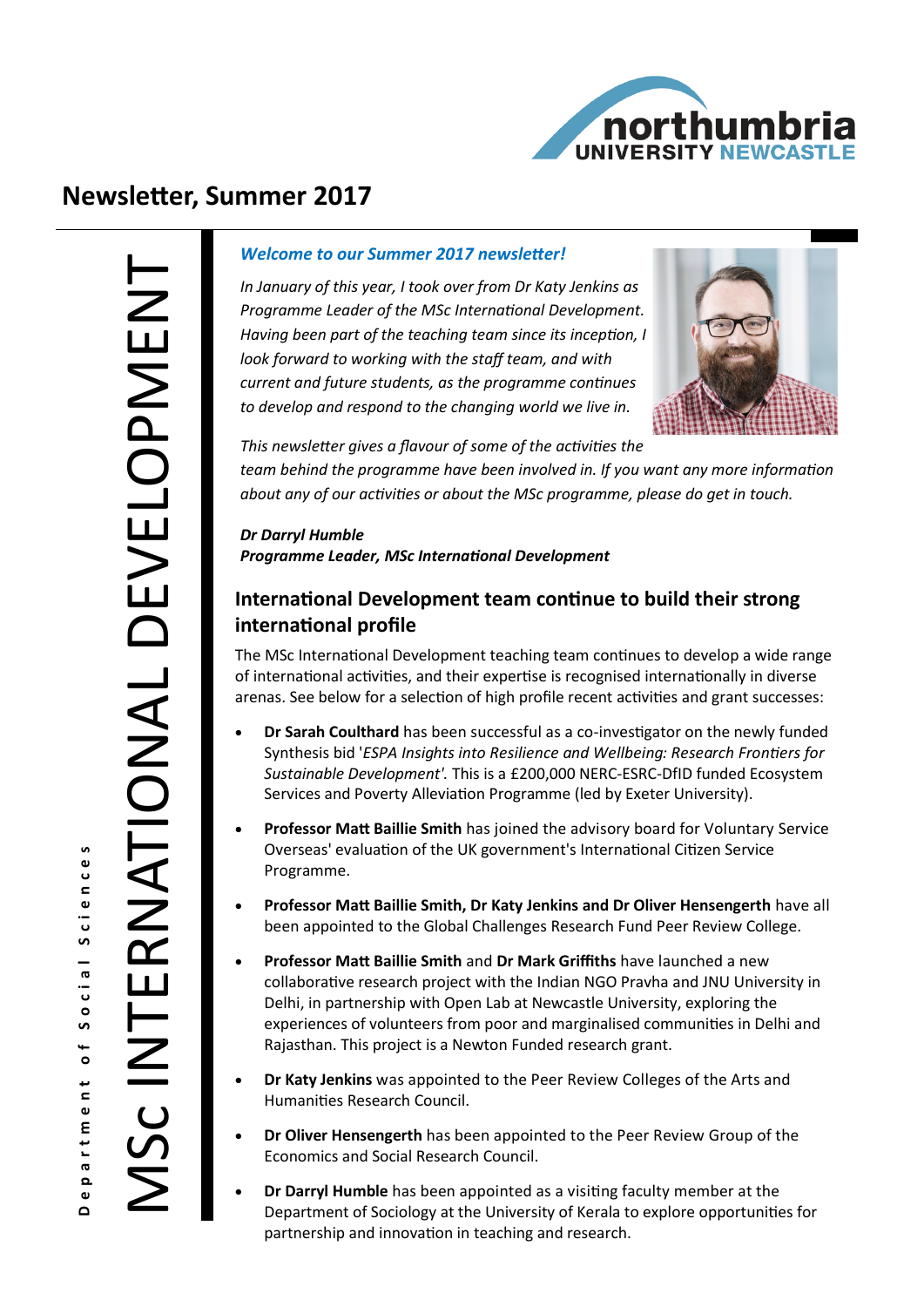# Newsletter, Summer 2017

MSc INTERNATIONAL DEVELOPMENT

Department of Social Sciences

***Welcome to our Summer 2017 newsletter!***

*In January of this year, I took over from Dr Katy Jenkins as Programme Leader of the MSc International Development. Having been part of the teaching team since its inception, I look forward to working with the staff team, and with current and future students, as the programme continues to develop and respond to the changing world we live in.*

*This newsletter gives a flavour of some of the activities the team behind the programme have been involved in. If you want any more information about any of our activities or about the MSc programme, please do get in touch.*

***Dr Darryl Humble***
***Programme Leader, MSc International Development***

## International Development team continue to build their strong international profile

The MSc International Development teaching team continues to develop a wide range of international activities, and their expertise is recognised internationally in diverse arenas. See below for a selection of high profile recent activities and grant successes:

- **Dr Sarah Coulthard** has been successful as a co-investigator on the newly funded Synthesis bid '*ESPA Insights into Resilience and Wellbeing: Research Frontiers for Sustainable Development'.* This is a £200,000 NERC-ESRC-DfID funded Ecosystem Services and Poverty Alleviation Programme (led by Exeter University).
- **Professor Matt Baillie Smith** has joined the advisory board for Voluntary Service Overseas' evaluation of the UK government's International Citizen Service Programme.
- **Professor Matt Baillie Smith, Dr Katy Jenkins and Dr Oliver Hensengerth** have all been appointed to the Global Challenges Research Fund Peer Review College.
- **Professor Matt Baillie Smith** and **Dr Mark Griffiths** have launched a new collaborative research project with the Indian NGO Pravha and JNU University in Delhi, in partnership with Open Lab at Newcastle University, exploring the experiences of volunteers from poor and marginalised communities in Delhi and Rajasthan. This project is a Newton Funded research grant.
- **Dr Katy Jenkins** was appointed to the Peer Review Colleges of the Arts and Humanities Research Council.
- **Dr Oliver Hensengerth** has been appointed to the Peer Review Group of the Economics and Social Research Council.
- **Dr Darryl Humble** has been appointed as a visiting faculty member at the Department of Sociology at the University of Kerala to explore opportunities for partnership and innovation in teaching and research.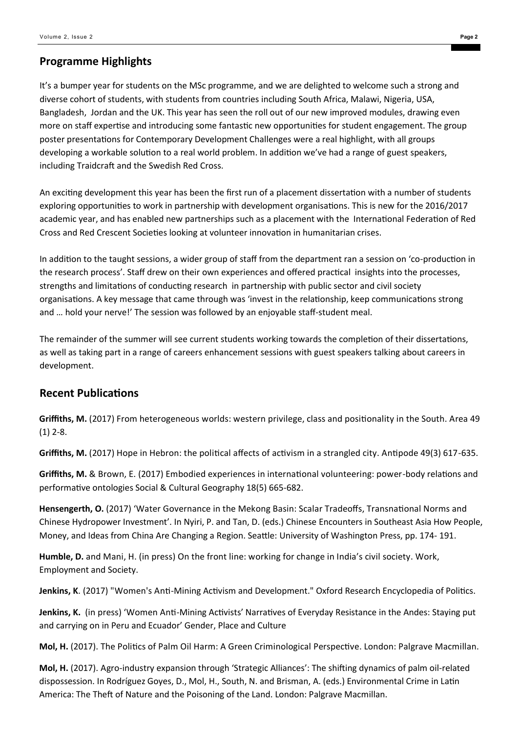## Programme Highlights

It's a bumper year for students on the MSc programme, and we are delighted to welcome such a strong and diverse cohort of students, with students from countries including South Africa, Malawi, Nigeria, USA, Bangladesh, Jordan and the UK. This year has seen the roll out of our new improved modules, drawing even more on staff expertise and introducing some fantastic new opportunities for student engagement. The group poster presentations for Contemporary Development Challenges were a real highlight, with all groups developing a workable solution to a real world problem. In addition we've had a range of guest speakers, including Traidcraft and the Swedish Red Cross.

An exciting development this year has been the first run of a placement dissertation with a number of students exploring opportunities to work in partnership with development organisations. This is new for the 2016/2017 academic year, and has enabled new partnerships such as a placement with the International Federation of Red Cross and Red Crescent Societies looking at volunteer innovation in humanitarian crises.

In addition to the taught sessions, a wider group of staff from the department ran a session on 'co-production in the research process'. Staff drew on their own experiences and offered practical insights into the processes, strengths and limitations of conducting research in partnership with public sector and civil society organisations. A key message that came through was 'invest in the relationship, keep communications strong and … hold your nerve!' The session was followed by an enjoyable staff-student meal.

The remainder of the summer will see current students working towards the completion of their dissertations, as well as taking part in a range of careers enhancement sessions with guest speakers talking about careers in development.

## Recent Publications

**Griffiths, M.** (2017) From heterogeneous worlds: western privilege, class and positionality in the South. Area 49 (1) 2-8.

**Griffiths, M.** (2017) Hope in Hebron: the political affects of activism in a strangled city. Antipode 49(3) 617-635.

**Griffiths, M.** & Brown, E. (2017) Embodied experiences in international volunteering: power-body relations and performative ontologies Social & Cultural Geography 18(5) 665-682.

**Hensengerth, O.** (2017) 'Water Governance in the Mekong Basin: Scalar Tradeoffs, Transnational Norms and Chinese Hydropower Investment'. In Nyiri, P. and Tan, D. (eds.) Chinese Encounters in Southeast Asia How People, Money, and Ideas from China Are Changing a Region. Seattle: University of Washington Press, pp. 174- 191.

**Humble, D.** and Mani, H. (in press) On the front line: working for change in India's civil society. Work, Employment and Society.

**Jenkins, K**. (2017) "Women's Anti-Mining Activism and Development." Oxford Research Encyclopedia of Politics.

**Jenkins, K.** (in press) 'Women Anti-Mining Activists' Narratives of Everyday Resistance in the Andes: Staying put and carrying on in Peru and Ecuador' Gender, Place and Culture

**Mol, H.** (2017). The Politics of Palm Oil Harm: A Green Criminological Perspective. London: Palgrave Macmillan.

**Mol, H.** (2017). Agro-industry expansion through 'Strategic Alliances': The shifting dynamics of palm oil-related dispossession. In Rodríguez Goyes, D., Mol, H., South, N. and Brisman, A. (eds.) Environmental Crime in Latin America: The Theft of Nature and the Poisoning of the Land. London: Palgrave Macmillan.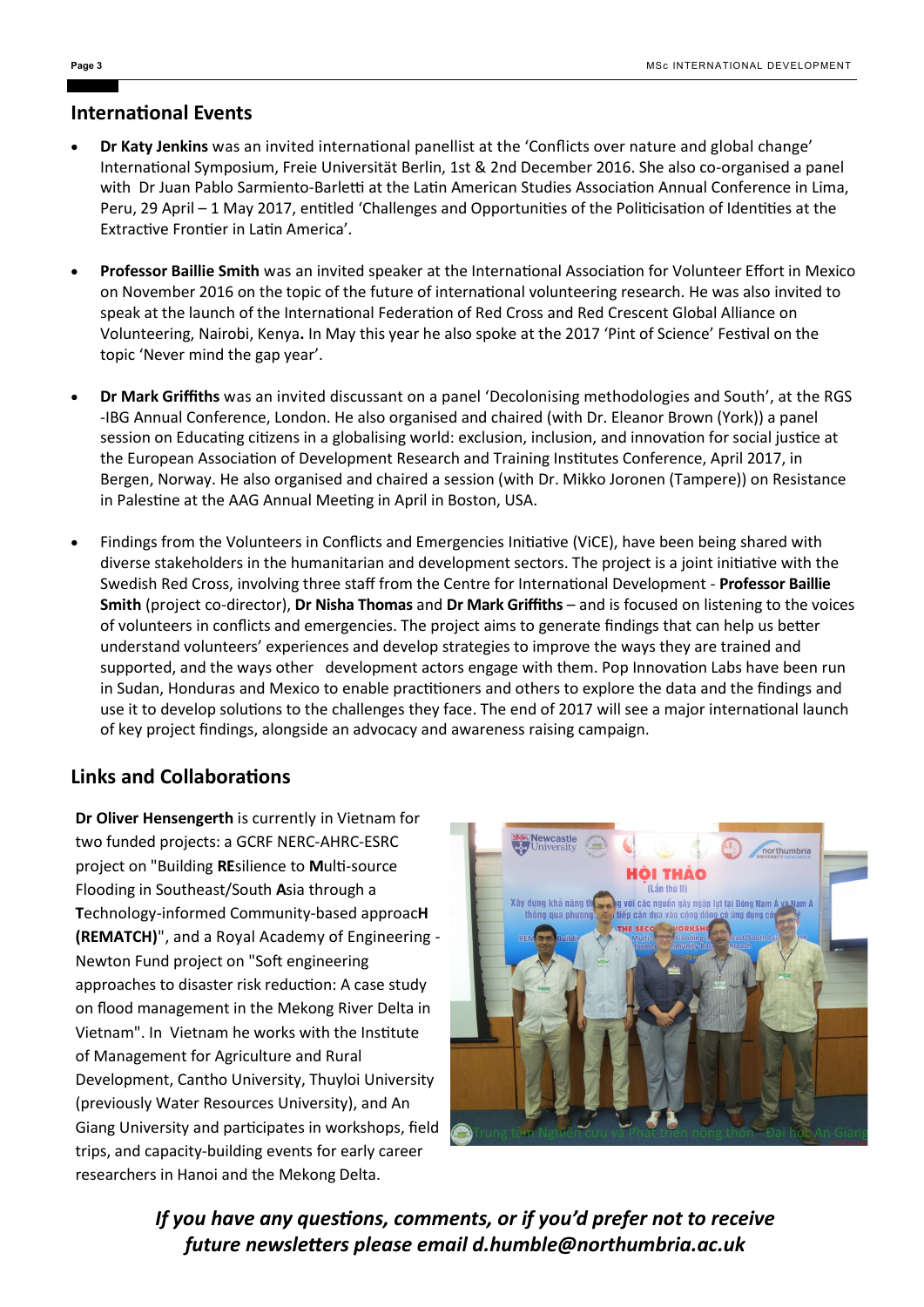## International Events

- **Dr Katy Jenkins** was an invited international panellist at the 'Conflicts over nature and global change' International Symposium, Freie Universität Berlin, 1st & 2nd December 2016. She also co-organised a panel with Dr Juan Pablo Sarmiento-Barletti at the Latin American Studies Association Annual Conference in Lima, Peru, 29 April – 1 May 2017, entitled 'Challenges and Opportunities of the Politicisation of Identities at the Extractive Frontier in Latin America'.

- **Professor Baillie Smith** was an invited speaker at the International Association for Volunteer Effort in Mexico on November 2016 on the topic of the future of international volunteering research. He was also invited to speak at the launch of the International Federation of Red Cross and Red Crescent Global Alliance on Volunteering, Nairobi, Kenya**.** In May this year he also spoke at the 2017 'Pint of Science' Festival on the topic 'Never mind the gap year'.

- **Dr Mark Griffiths** was an invited discussant on a panel 'Decolonising methodologies and South', at the RGS-IBG Annual Conference, London. He also organised and chaired (with Dr. Eleanor Brown (York)) a panel session on Educating citizens in a globalising world: exclusion, inclusion, and innovation for social justice at the European Association of Development Research and Training Institutes Conference, April 2017, in Bergen, Norway. He also organised and chaired a session (with Dr. Mikko Joronen (Tampere)) on Resistance in Palestine at the AAG Annual Meeting in April in Boston, USA.

- Findings from the Volunteers in Conflicts and Emergencies Initiative (ViCE), have been being shared with diverse stakeholders in the humanitarian and development sectors. The project is a joint initiative with the Swedish Red Cross, involving three staff from the Centre for International Development - **Professor Baillie Smith** (project co-director), **Dr Nisha Thomas** and **Dr Mark Griffiths** – and is focused on listening to the voices of volunteers in conflicts and emergencies. The project aims to generate findings that can help us better understand volunteers' experiences and develop strategies to improve the ways they are trained and supported, and the ways other development actors engage with them. Pop Innovation Labs have been run in Sudan, Honduras and Mexico to enable practitioners and others to explore the data and the findings and use it to develop solutions to the challenges they face. The end of 2017 will see a major international launch of key project findings, alongside an advocacy and awareness raising campaign.

## Links and Collaborations

**Dr Oliver Hensengerth** is currently in Vietnam for two funded projects: a GCRF NERC-AHRC-ESRC project on "Building **RE**silience to **M**ulti-source Flooding in Southeast/South **A**sia through a **T**echnology-informed Community-based approac**H (REMATCH)**", and a Royal Academy of Engineering - Newton Fund project on "Soft engineering approaches to disaster risk reduction: A case study on flood management in the Mekong River Delta in Vietnam". In Vietnam he works with the Institute of Management for Agriculture and Rural Development, Cantho University, Thuyloi University (previously Water Resources University), and An Giang University and participates in workshops, field trips, and capacity-building events for early career researchers in Hanoi and the Mekong Delta.

***If you have any questions, comments, or if you'd prefer not to receive future newsletters please email d.humble@northumbria.ac.uk***